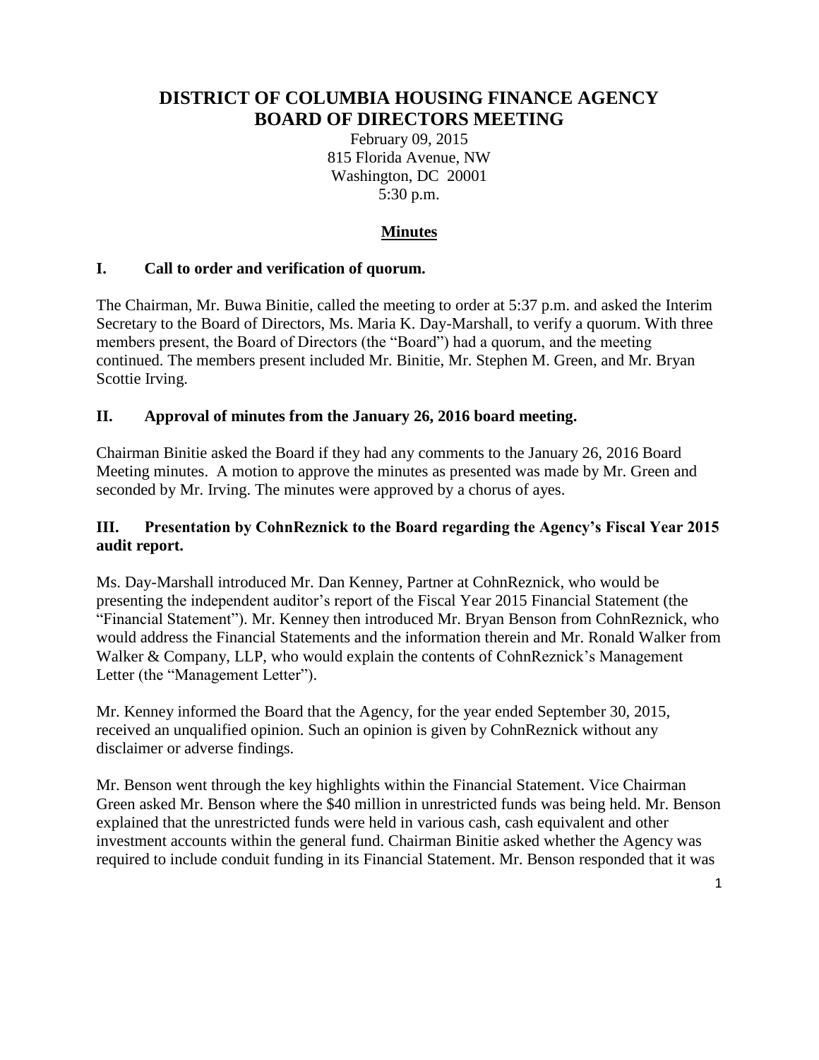# DISTRICT OF COLUMBIA HOUSING FINANCE AGENCY
# BOARD OF DIRECTORS MEETING

February 09, 2015
815 Florida Avenue, NW
Washington, DC 20001
5:30 p.m.

## Minutes

### I. Call to order and verification of quorum.

The Chairman, Mr. Buwa Binitie, called the meeting to order at 5:37 p.m. and asked the Interim Secretary to the Board of Directors, Ms. Maria K. Day-Marshall, to verify a quorum. With three members present, the Board of Directors (the "Board") had a quorum, and the meeting continued. The members present included Mr. Binitie, Mr. Stephen M. Green, and Mr. Bryan Scottie Irving.

### II. Approval of minutes from the January 26, 2016 board meeting.

Chairman Binitie asked the Board if they had any comments to the January 26, 2016 Board Meeting minutes. A motion to approve the minutes as presented was made by Mr. Green and seconded by Mr. Irving. The minutes were approved by a chorus of ayes.

### III. Presentation by CohnReznick to the Board regarding the Agency's Fiscal Year 2015 audit report.

Ms. Day-Marshall introduced Mr. Dan Kenney, Partner at CohnReznick, who would be presenting the independent auditor's report of the Fiscal Year 2015 Financial Statement (the "Financial Statement"). Mr. Kenney then introduced Mr. Bryan Benson from CohnReznick, who would address the Financial Statements and the information therein and Mr. Ronald Walker from Walker & Company, LLP, who would explain the contents of CohnReznick's Management Letter (the "Management Letter").

Mr. Kenney informed the Board that the Agency, for the year ended September 30, 2015, received an unqualified opinion. Such an opinion is given by CohnReznick without any disclaimer or adverse findings.

Mr. Benson went through the key highlights within the Financial Statement. Vice Chairman Green asked Mr. Benson where the $40 million in unrestricted funds was being held. Mr. Benson explained that the unrestricted funds were held in various cash, cash equivalent and other investment accounts within the general fund. Chairman Binitie asked whether the Agency was required to include conduit funding in its Financial Statement. Mr. Benson responded that it was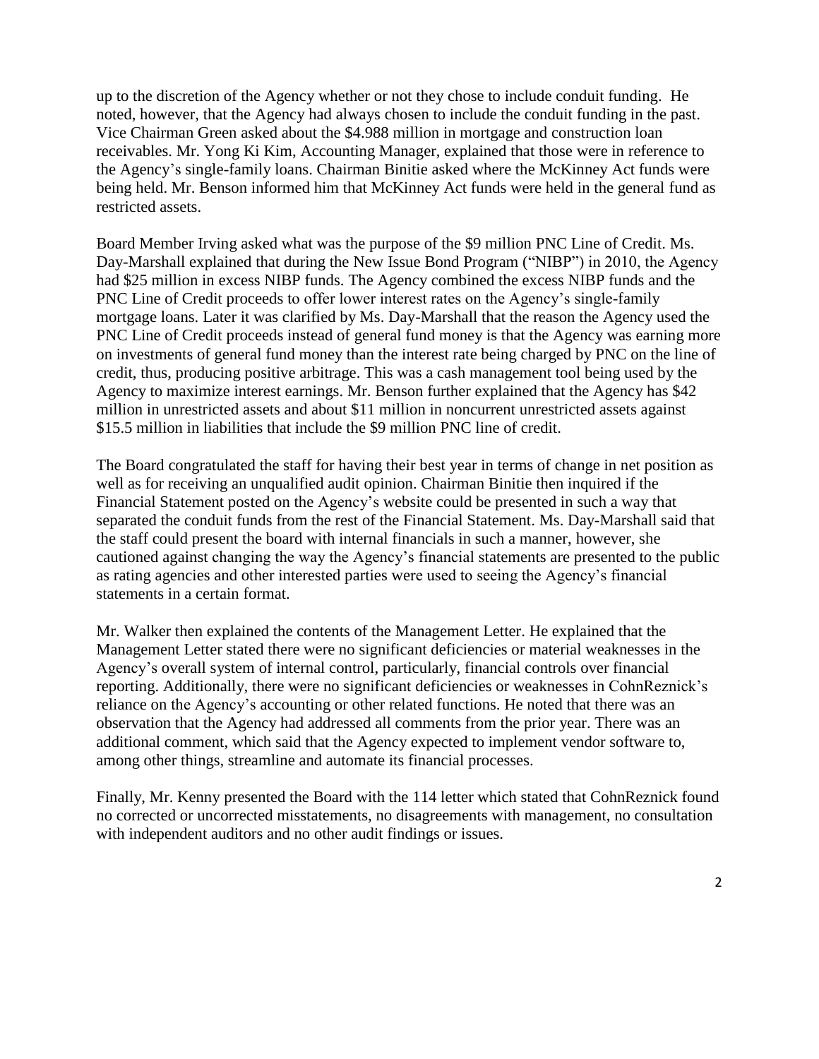up to the discretion of the Agency whether or not they chose to include conduit funding. He noted, however, that the Agency had always chosen to include the conduit funding in the past. Vice Chairman Green asked about the $4.988 million in mortgage and construction loan receivables. Mr. Yong Ki Kim, Accounting Manager, explained that those were in reference to the Agency's single-family loans. Chairman Binitie asked where the McKinney Act funds were being held. Mr. Benson informed him that McKinney Act funds were held in the general fund as restricted assets.

Board Member Irving asked what was the purpose of the $9 million PNC Line of Credit. Ms. Day-Marshall explained that during the New Issue Bond Program ("NIBP") in 2010, the Agency had $25 million in excess NIBP funds. The Agency combined the excess NIBP funds and the PNC Line of Credit proceeds to offer lower interest rates on the Agency's single-family mortgage loans. Later it was clarified by Ms. Day-Marshall that the reason the Agency used the PNC Line of Credit proceeds instead of general fund money is that the Agency was earning more on investments of general fund money than the interest rate being charged by PNC on the line of credit, thus, producing positive arbitrage. This was a cash management tool being used by the Agency to maximize interest earnings. Mr. Benson further explained that the Agency has $42 million in unrestricted assets and about $11 million in noncurrent unrestricted assets against $15.5 million in liabilities that include the $9 million PNC line of credit.

The Board congratulated the staff for having their best year in terms of change in net position as well as for receiving an unqualified audit opinion. Chairman Binitie then inquired if the Financial Statement posted on the Agency's website could be presented in such a way that separated the conduit funds from the rest of the Financial Statement. Ms. Day-Marshall said that the staff could present the board with internal financials in such a manner, however, she cautioned against changing the way the Agency's financial statements are presented to the public as rating agencies and other interested parties were used to seeing the Agency's financial statements in a certain format.

Mr. Walker then explained the contents of the Management Letter. He explained that the Management Letter stated there were no significant deficiencies or material weaknesses in the Agency's overall system of internal control, particularly, financial controls over financial reporting. Additionally, there were no significant deficiencies or weaknesses in CohnReznick's reliance on the Agency's accounting or other related functions. He noted that there was an observation that the Agency had addressed all comments from the prior year. There was an additional comment, which said that the Agency expected to implement vendor software to, among other things, streamline and automate its financial processes.

Finally, Mr. Kenny presented the Board with the 114 letter which stated that CohnReznick found no corrected or uncorrected misstatements, no disagreements with management, no consultation with independent auditors and no other audit findings or issues.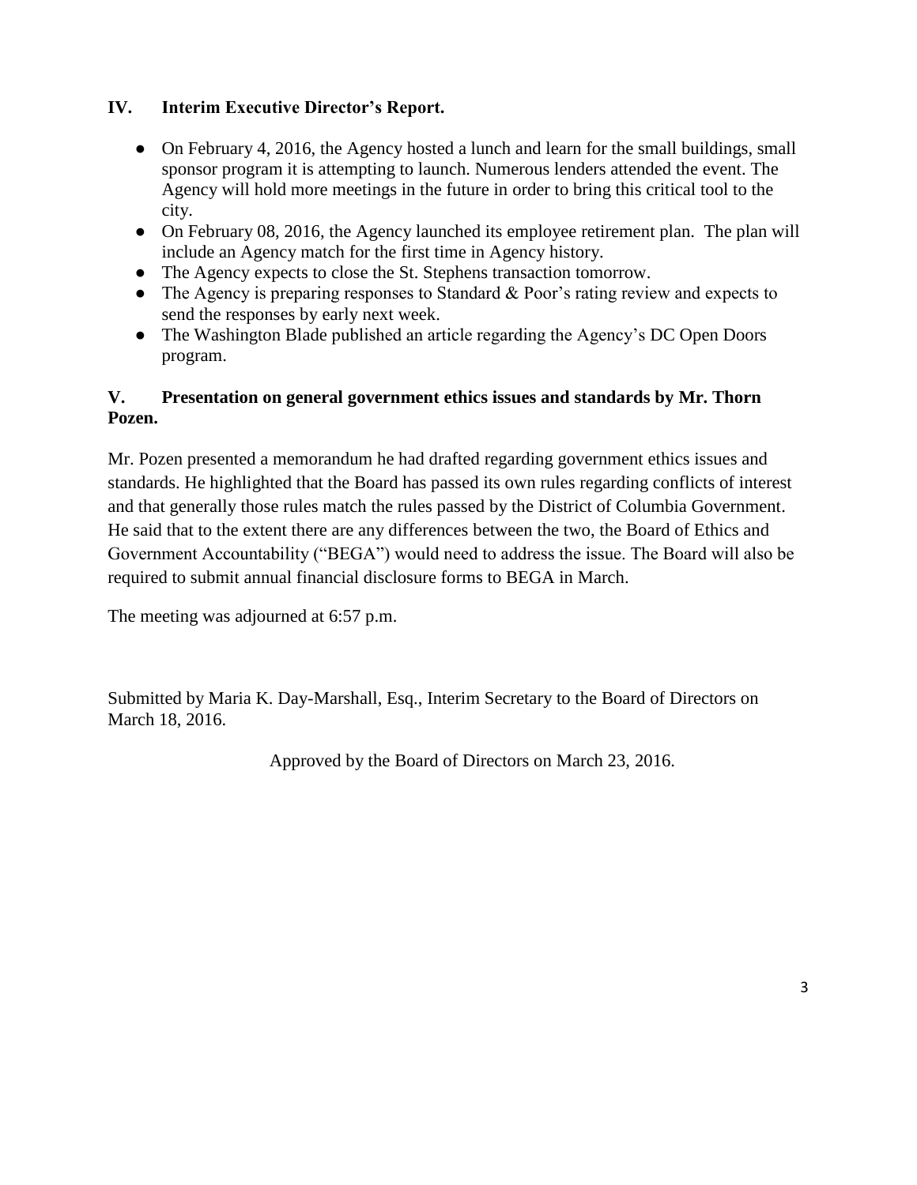## IV. Interim Executive Director's Report.

- On February 4, 2016, the Agency hosted a lunch and learn for the small buildings, small sponsor program it is attempting to launch. Numerous lenders attended the event. The Agency will hold more meetings in the future in order to bring this critical tool to the city.
- On February 08, 2016, the Agency launched its employee retirement plan. The plan will include an Agency match for the first time in Agency history.
- The Agency expects to close the St. Stephens transaction tomorrow.
- The Agency is preparing responses to Standard & Poor's rating review and expects to send the responses by early next week.
- The Washington Blade published an article regarding the Agency's DC Open Doors program.

## V. Presentation on general government ethics issues and standards by Mr. Thorn Pozen.

Mr. Pozen presented a memorandum he had drafted regarding government ethics issues and standards. He highlighted that the Board has passed its own rules regarding conflicts of interest and that generally those rules match the rules passed by the District of Columbia Government. He said that to the extent there are any differences between the two, the Board of Ethics and Government Accountability ("BEGA") would need to address the issue. The Board will also be required to submit annual financial disclosure forms to BEGA in March.

The meeting was adjourned at 6:57 p.m.

Submitted by Maria K. Day-Marshall, Esq., Interim Secretary to the Board of Directors on March 18, 2016.

Approved by the Board of Directors on March 23, 2016.